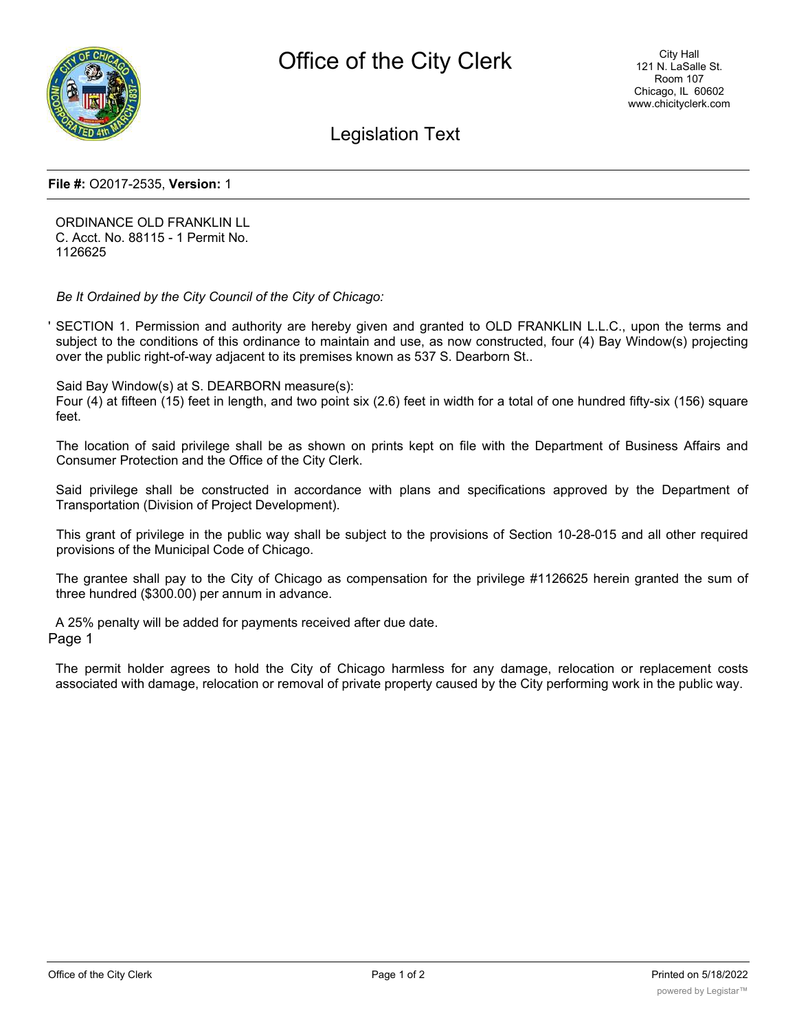# Office of the City Clerk

City Hall
121 N. LaSalle St.
Room 107
Chicago, IL 60602
www.chicityclerk.com

## Legislation Text

**File #:** O2017-2535, **Version:** 1

ORDINANCE OLD FRANKLIN LL
C. Acct. No. 88115 - 1 Permit No.
1126625

*Be It Ordained by the City Council of the City of Chicago:*

' SECTION 1. Permission and authority are hereby given and granted to OLD FRANKLIN L.L.C., upon the terms and subject to the conditions of this ordinance to maintain and use, as now constructed, four (4) Bay Window(s) projecting over the public right-of-way adjacent to its premises known as 537 S. Dearborn St..

Said Bay Window(s) at S. DEARBORN measure(s):
Four (4) at fifteen (15) feet in length, and two point six (2.6) feet in width for a total of one hundred fifty-six (156) square feet.

The location of said privilege shall be as shown on prints kept on file with the Department of Business Affairs and Consumer Protection and the Office of the City Clerk.

Said privilege shall be constructed in accordance with plans and specifications approved by the Department of Transportation (Division of Project Development).

This grant of privilege in the public way shall be subject to the provisions of Section 10-28-015 and all other required provisions of the Municipal Code of Chicago.

The grantee shall pay to the City of Chicago as compensation for the privilege #1126625 herein granted the sum of three hundred ($300.00) per annum in advance.

A 25% penalty will be added for payments received after due date.

Page 1

The permit holder agrees to hold the City of Chicago harmless for any damage, relocation or replacement costs associated with damage, relocation or removal of private property caused by the City performing work in the public way.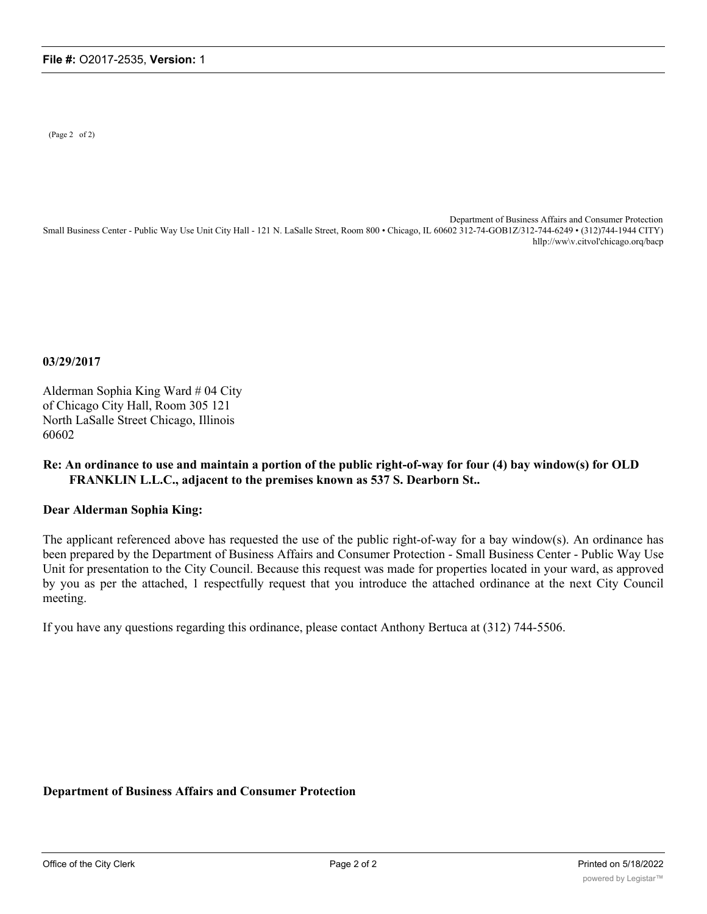(Page 2 of 2)

Department of Business Affairs and Consumer Protection
Small Business Center - Public Way Use Unit City Hall - 121 N. LaSalle Street, Room 800 • Chicago, IL 60602 312-74-GOB1Z/312-744-6249 • (312)744-1944 CITY)
hllp://ww\v.citvol'chicago.orq/bacp

**03/29/2017**

Alderman Sophia King Ward # 04 City of Chicago City Hall, Room 305 121 North LaSalle Street Chicago, Illinois 60602

**Re: An ordinance to use and maintain a portion of the public right-of-way for four (4) bay window(s) for OLD FRANKLIN L.L.C., adjacent to the premises known as 537 S. Dearborn St..**

**Dear Alderman Sophia King:**

The applicant referenced above has requested the use of the public right-of-way for a bay window(s). An ordinance has been prepared by the Department of Business Affairs and Consumer Protection - Small Business Center - Public Way Use Unit for presentation to the City Council. Because this request was made for properties located in your ward, as approved by you as per the attached, 1 respectfully request that you introduce the attached ordinance at the next City Council meeting.

If you have any questions regarding this ordinance, please contact Anthony Bertuca at (312) 744-5506.

**Department of Business Affairs and Consumer Protection**